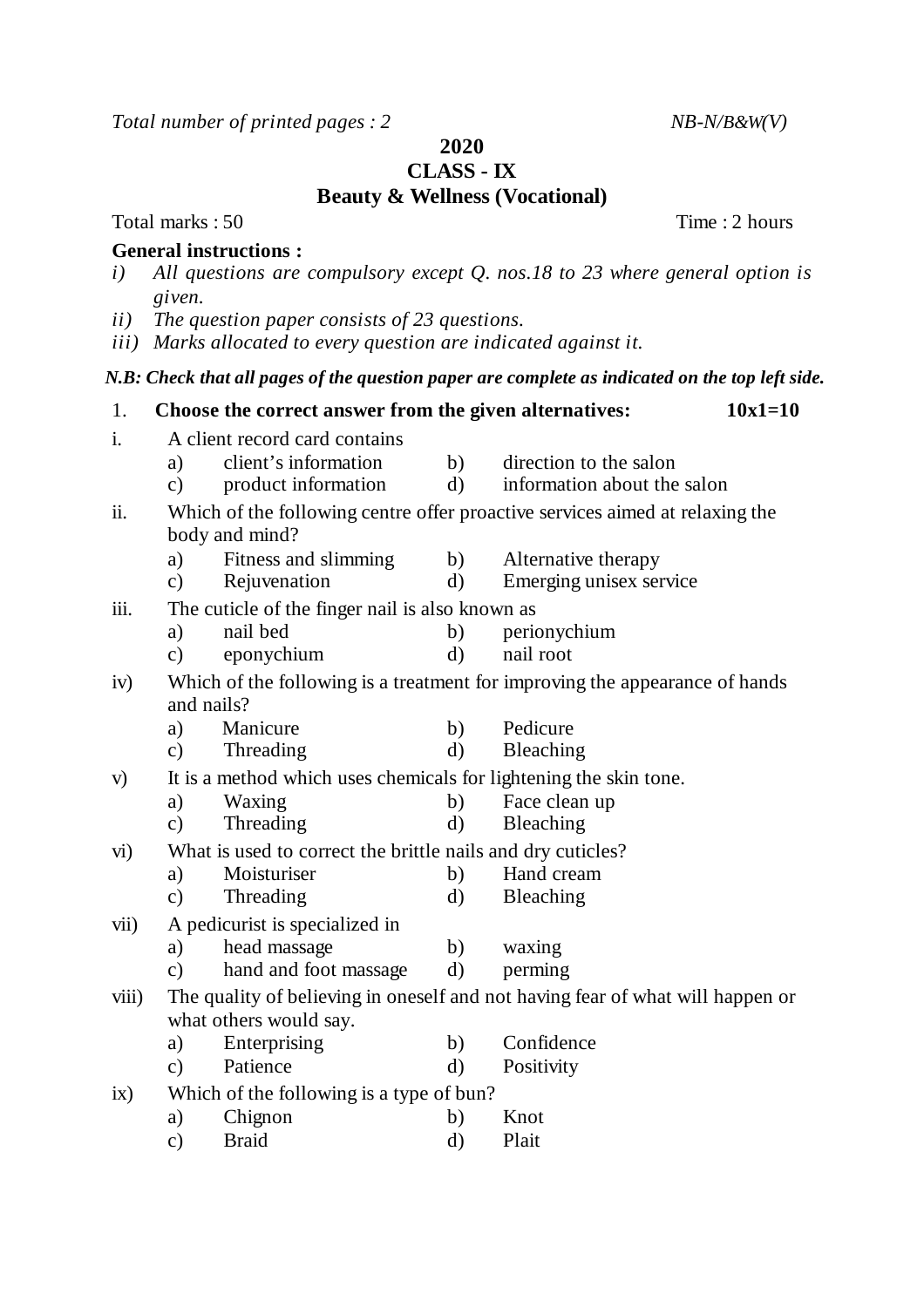*Total number of printed pages : 2* *NB-N/B&W(V)*

**2020**

**CLASS - IX**

**Beauty & Wellness (Vocational)**

Total marks : 50 Time : 2 hours

**General instructions :**

*i) All questions are compulsory except Q. nos.18 to 23 where general option is given.*

*ii) The question paper consists of 23 questions.*

*iii) Marks allocated to every question are indicated against it.*

***N.B: Check that all pages of the question paper are complete as indicated on the top left side.***

1. **Choose the correct answer from the given alternatives: 10x1=10**

i. A client record card contains
 a) client's information b) direction to the salon
 c) product information d) information about the salon

ii. Which of the following centre offer proactive services aimed at relaxing the body and mind?
 a) Fitness and slimming b) Alternative therapy
 c) Rejuvenation d) Emerging unisex service

iii. The cuticle of the finger nail is also known as
 a) nail bed b) perionychium
 c) eponychium d) nail root

iv) Which of the following is a treatment for improving the appearance of hands and nails?
 a) Manicure b) Pedicure
 c) Threading d) Bleaching

v) It is a method which uses chemicals for lightening the skin tone.
 a) Waxing b) Face clean up
 c) Threading d) Bleaching

vi) What is used to correct the brittle nails and dry cuticles?
 a) Moisturiser b) Hand cream
 c) Threading d) Bleaching

vii) A pedicurist is specialized in
 a) head massage b) waxing
 c) hand and foot massage d) perming

viii) The quality of believing in oneself and not having fear of what will happen or what others would say.
 a) Enterprising b) Confidence
 c) Patience d) Positivity

ix) Which of the following is a type of bun?
 a) Chignon b) Knot
 c) Braid d) Plait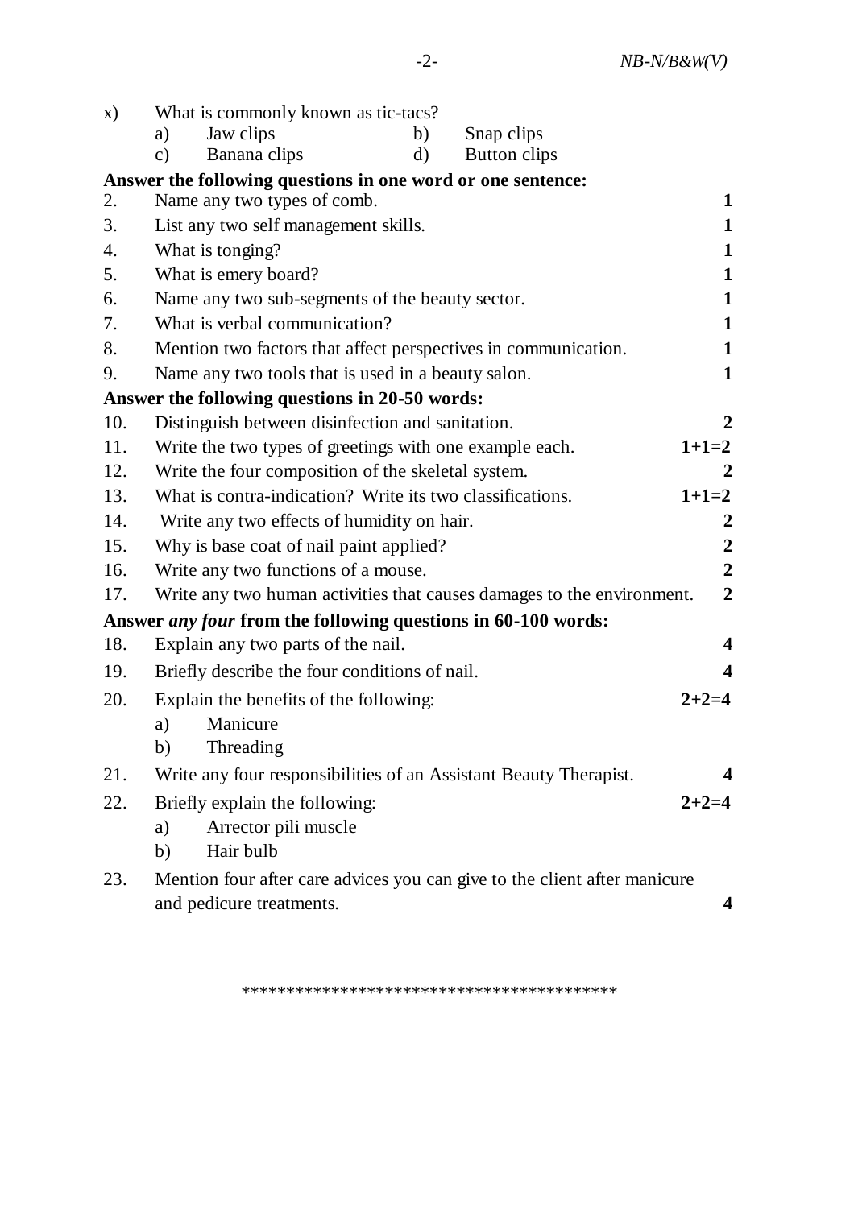x) What is commonly known as tic-tacs?

a) Jaw clips b) Snap clips

c) Banana clips d) Button clips

**Answer the following questions in one word or one sentence:**

2. Name any two types of comb. **1**
3. List any two self management skills. **1**
4. What is tonging? **1**
5. What is emery board? **1**
6. Name any two sub-segments of the beauty sector. **1**
7. What is verbal communication? **1**
8. Mention two factors that affect perspectives in communication. **1**
9. Name any two tools that is used in a beauty salon. **1**

**Answer the following questions in 20-50 words:**

10. Distinguish between disinfection and sanitation. **2**
11. Write the two types of greetings with one example each. **1+1=2**
12. Write the four composition of the skeletal system. **2**
13. What is contra-indication? Write its two classifications. **1+1=2**
14. Write any two effects of humidity on hair. **2**
15. Why is base coat of nail paint applied? **2**
16. Write any two functions of a mouse. **2**
17. Write any two human activities that causes damages to the environment. **2**

**Answer *any four* from the following questions in 60-100 words:**

18. Explain any two parts of the nail. **4**
19. Briefly describe the four conditions of nail. **4**
20. Explain the benefits of the following: **2+2=4**
    a) Manicure
    b) Threading
21. Write any four responsibilities of an Assistant Beauty Therapist. **4**
22. Briefly explain the following: **2+2=4**
    a) Arrector pili muscle
    b) Hair bulb
23. Mention four after care advices you can give to the client after manicure and pedicure treatments. **4**

\*\*\*\*\*\*\*\*\*\*\*\*\*\*\*\*\*\*\*\*\*\*\*\*\*\*\*\*\*\*\*\*\*\*\*\*\*\*\*\*\*\*